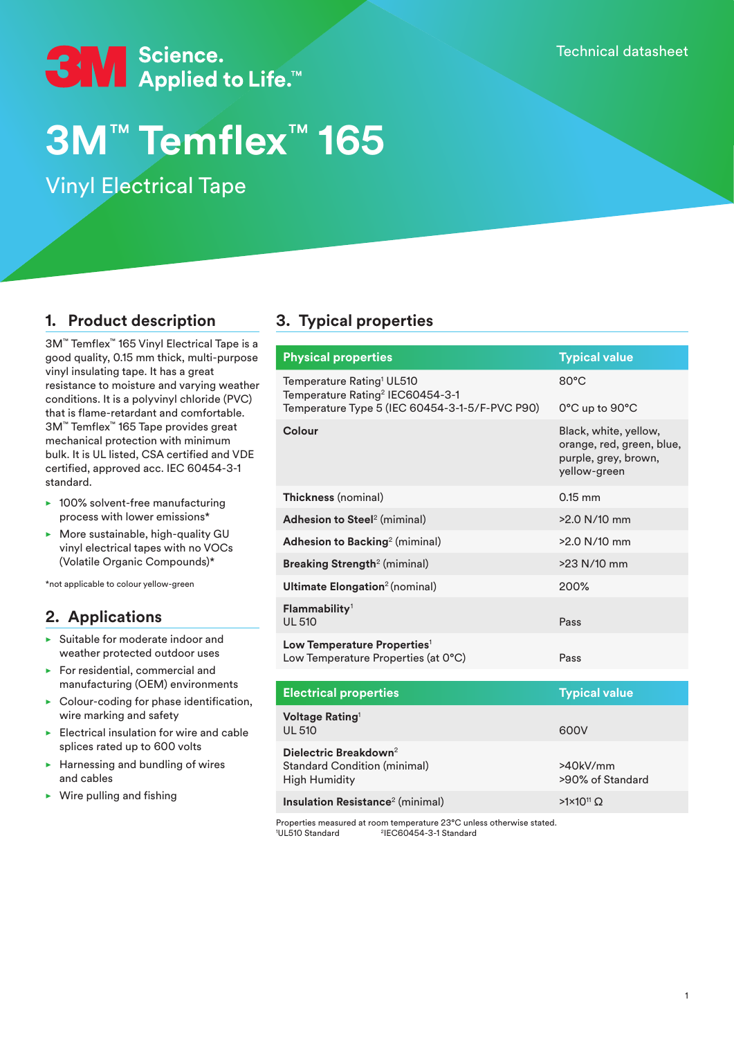Technical datasheet

3M Science. Applied to Life.™

# 3M™ Temflex™ 165

## Vinyl Electrical Tape

## 1. Product description

3M™ Temflex™ 165 Vinyl Electrical Tape is a good quality, 0.15 mm thick, multi-purpose vinyl insulating tape. It has a great resistance to moisture and varying weather conditions. It is a polyvinyl chloride (PVC) that is flame-retardant and comfortable. 3M™ Temflex™ 165 Tape provides great mechanical protection with minimum bulk. It is UL listed, CSA certified and VDE certified, approved acc. IEC 60454-3-1 standard.

- 100% solvent-free manufacturing process with lower emissions*
- More sustainable, high-quality GU vinyl electrical tapes with no VOCs (Volatile Organic Compounds)*

*not applicable to colour yellow-green

## 2. Applications

- Suitable for moderate indoor and weather protected outdoor uses
- For residential, commercial and manufacturing (OEM) environments
- Colour-coding for phase identification, wire marking and safety
- Electrical insulation for wire and cable splices rated up to 600 volts
- Harnessing and bundling of wires and cables
- Wire pulling and fishing

## 3. Typical properties

| Physical properties | Typical value |
| --- | --- |
| Temperature Rating[1] UL510<br>Temperature Rating[2] IEC60454-3-1<br>Temperature Type 5 (IEC 60454-3-1-5/F-PVC P90) | 80°C<br><br>0°C up to 90°C |
| **Colour** | Black, white, yellow, orange, red, green, blue, purple, grey, brown, yellow-green |
| **Thickness** (nominal) | 0.15 mm |
| **Adhesion to Steel**[2] (miminal) | >2.0 N/10 mm |
| **Adhesion to Backing**[2] (miminal) | >2.0 N/10 mm |
| **Breaking Strength**[2] (miminal) | >23 N/10 mm |
| **Ultimate Elongation**[2] (nominal) | 200% |
| **Flammability**[1]<br>UL 510 | Pass |
| **Low Temperature Properties**[1]<br>Low Temperature Properties (at 0°C) | Pass |

| Electrical properties | Typical value |
| --- | --- |
| **Voltage Rating**[1]<br>UL 510 | 600V |
| **Dielectric Breakdown**[2]<br>Standard Condition (minimal)<br>High Humidity | <br>>40kV/mm<br>>90% of Standard |
| **Insulation Resistance**[2] (minimal) | $>1\times10^{11}\ \Omega$ |

Properties measured at room temperature 23°C unless otherwise stated.
[1]UL510 Standard [2]IEC60454-3-1 Standard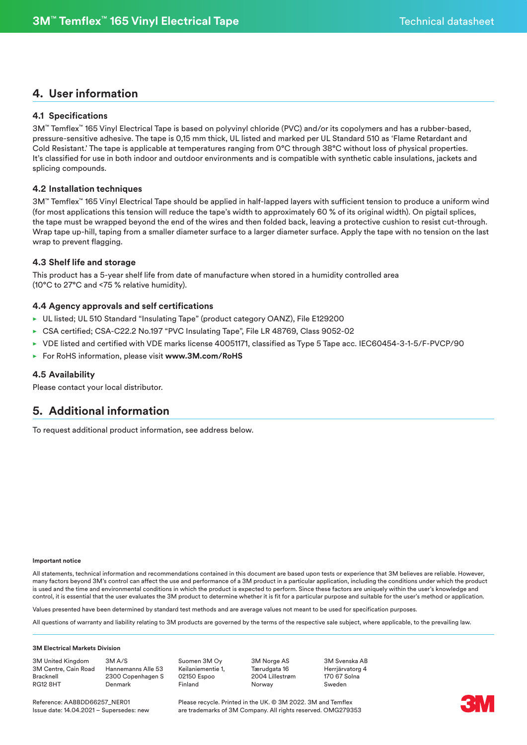## 4. User information

### 4.1 Specifications

3M™ Temflex™ 165 Vinyl Electrical Tape is based on polyvinyl chloride (PVC) and/or its copolymers and has a rubber-based, pressure-sensitive adhesive. The tape is 0,15 mm thick, UL listed and marked per UL Standard 510 as 'Flame Retardant and Cold Resistant.' The tape is applicable at temperatures ranging from 0°C through 38°C without loss of physical properties. It's classified for use in both indoor and outdoor environments and is compatible with synthetic cable insulations, jackets and splicing compounds.

### 4.2 Installation techniques

3M™ Temflex™ 165 Vinyl Electrical Tape should be applied in half-lapped layers with sufficient tension to produce a uniform wind (for most applications this tension will reduce the tape's width to approximately 60 % of its original width). On pigtail splices, the tape must be wrapped beyond the end of the wires and then folded back, leaving a protective cushion to resist cut-through. Wrap tape up-hill, taping from a smaller diameter surface to a larger diameter surface. Apply the tape with no tension on the last wrap to prevent flagging.

### 4.3 Shelf life and storage

This product has a 5-year shelf life from date of manufacture when stored in a humidity controlled area (10°C to 27°C and <75 % relative humidity).

### 4.4 Agency approvals and self certifications

- UL listed; UL 510 Standard "Insulating Tape" (product category OANZ), File E129200
- CSA certified; CSA-C22.2 No.197 "PVC Insulating Tape", File LR 48769, Class 9052-02
- VDE listed and certified with VDE marks license 40051171, classified as Type 5 Tape acc. IEC60454-3-1-5/F-PVCP/90
- For RoHS information, please visit **www.3M.com/RoHS**

### 4.5 Availability

Please contact your local distributor.

## 5. Additional information

To request additional product information, see address below.

**Important notice**

All statements, technical information and recommendations contained in this document are based upon tests or experience that 3M believes are reliable. However, many factors beyond 3M's control can affect the use and performance of a 3M product in a particular application, including the conditions under which the product is used and the time and environmental conditions in which the product is expected to perform. Since these factors are uniquely within the user's knowledge and control, it is essential that the user evaluates the 3M product to determine whether it is fit for a particular purpose and suitable for the user's method or application.

Values presented have been determined by standard test methods and are average values not meant to be used for specification purposes.

All questions of warranty and liability relating to 3M products are governed by the terms of the respective sale subject, where applicable, to the prevailing law.

**3M Electrical Markets Division**

3M United Kingdom
3M Centre, Cain Road
Bracknell
RG12 8HT

3M A/S
Hannemanns Alle 53
2300 Copenhagen S
Denmark

Suomen 3M Oy
Keilaniementie 1,
02150 Espoo
Finland

3M Norge AS
Tærudgata 16
2004 Lillestrøm
Norway

3M Svenska AB
Herrjärvatorg 4
170 67 Solna
Sweden

Reference: AABBDD66257_NER01
Issue date: 14.04.2021 – Supersedes: new

Please recycle. Printed in the UK. © 3M 2022. 3M and Temflex are trademarks of 3M Company. All rights reserved. OMG279353